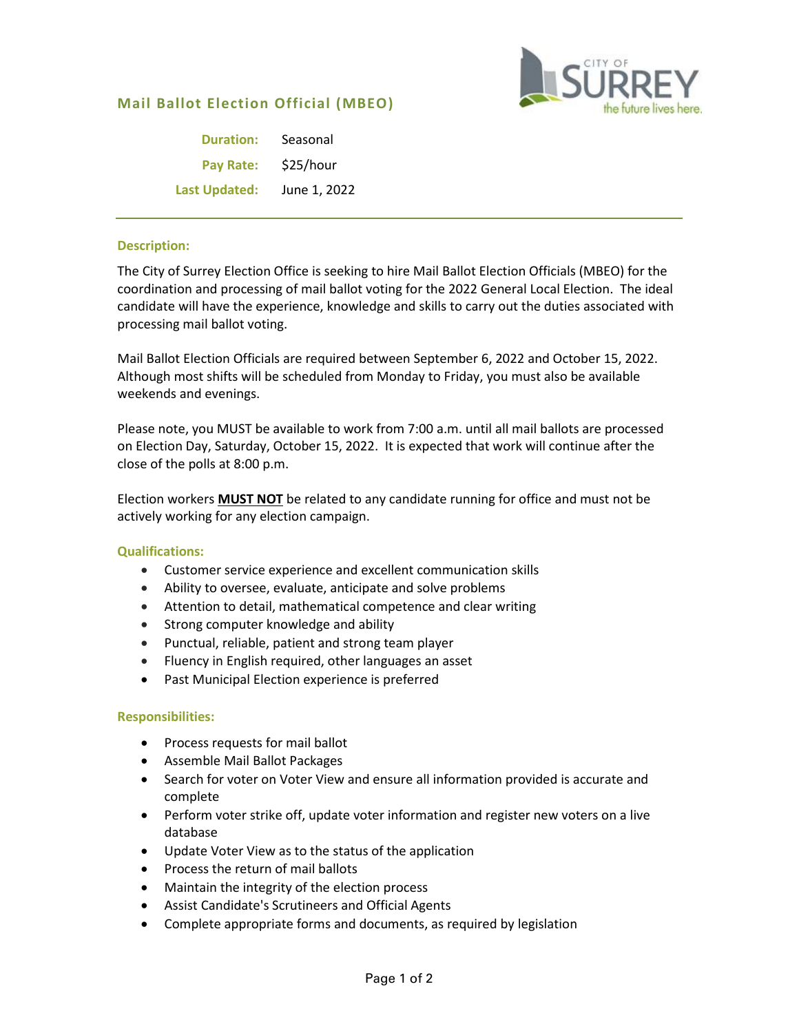## Mail Ballot Election Official (MBEO)

**Duration:** Seasonal
**Pay Rate:** $25/hour
**Last Updated:** June 1, 2022

### Description:

The City of Surrey Election Office is seeking to hire Mail Ballot Election Officials (MBEO) for the coordination and processing of mail ballot voting for the 2022 General Local Election. The ideal candidate will have the experience, knowledge and skills to carry out the duties associated with processing mail ballot voting.

Mail Ballot Election Officials are required between September 6, 2022 and October 15, 2022. Although most shifts will be scheduled from Monday to Friday, you must also be available weekends and evenings.

Please note, you MUST be available to work from 7:00 a.m. until all mail ballots are processed on Election Day, Saturday, October 15, 2022. It is expected that work will continue after the close of the polls at 8:00 p.m.

Election workers **MUST NOT** be related to any candidate running for office and must not be actively working for any election campaign.

### Qualifications:

- Customer service experience and excellent communication skills
- Ability to oversee, evaluate, anticipate and solve problems
- Attention to detail, mathematical competence and clear writing
- Strong computer knowledge and ability
- Punctual, reliable, patient and strong team player
- Fluency in English required, other languages an asset
- Past Municipal Election experience is preferred

### Responsibilities:

- Process requests for mail ballot
- Assemble Mail Ballot Packages
- Search for voter on Voter View and ensure all information provided is accurate and complete
- Perform voter strike off, update voter information and register new voters on a live database
- Update Voter View as to the status of the application
- Process the return of mail ballots
- Maintain the integrity of the election process
- Assist Candidate's Scrutineers and Official Agents
- Complete appropriate forms and documents, as required by legislation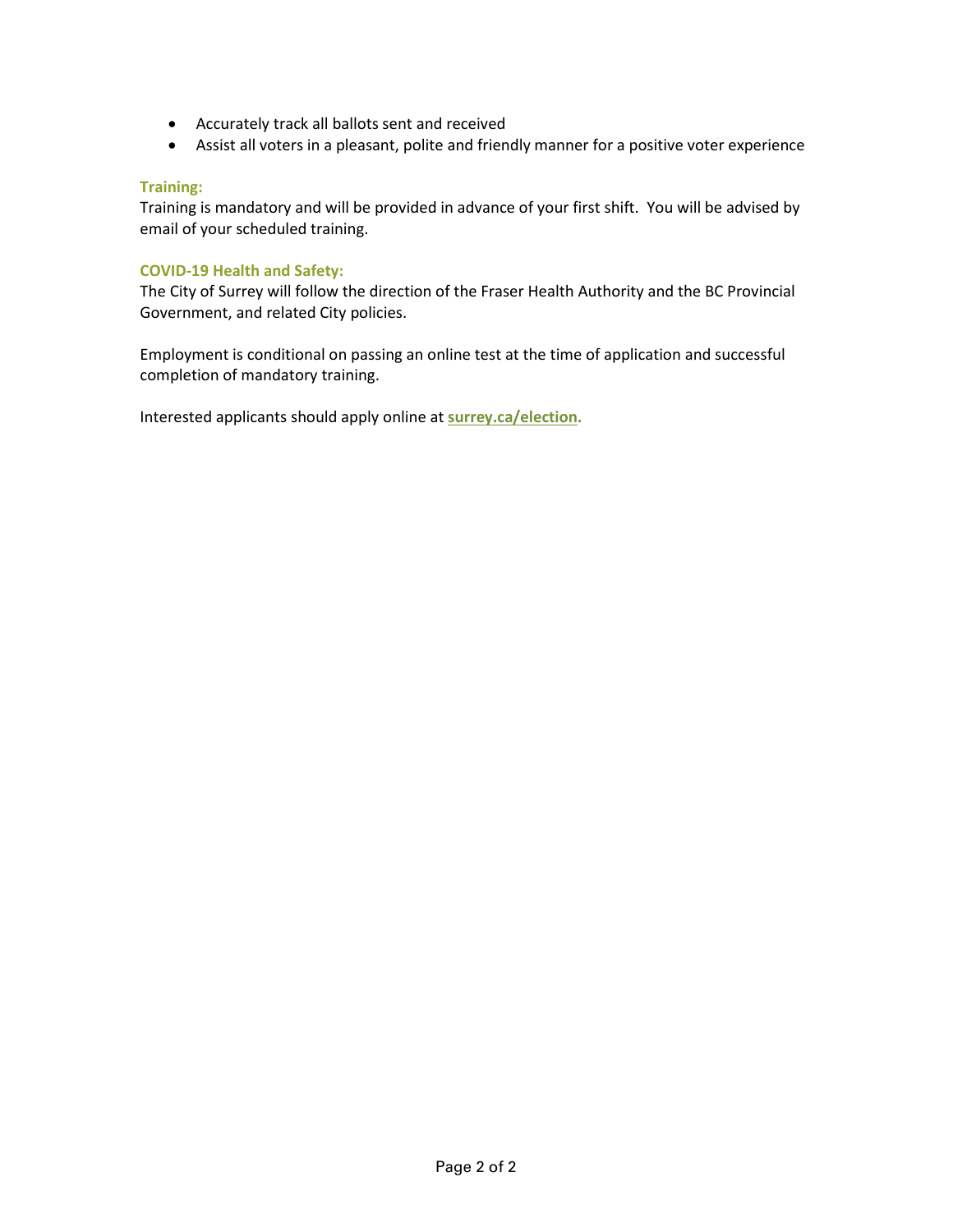- Accurately track all ballots sent and received
- Assist all voters in a pleasant, polite and friendly manner for a positive voter experience

**Training:**

Training is mandatory and will be provided in advance of your first shift. You will be advised by email of your scheduled training.

**COVID-19 Health and Safety:**

The City of Surrey will follow the direction of the Fraser Health Authority and the BC Provincial Government, and related City policies.

Employment is conditional on passing an online test at the time of application and successful completion of mandatory training.

Interested applicants should apply online at **surrey.ca/election.**